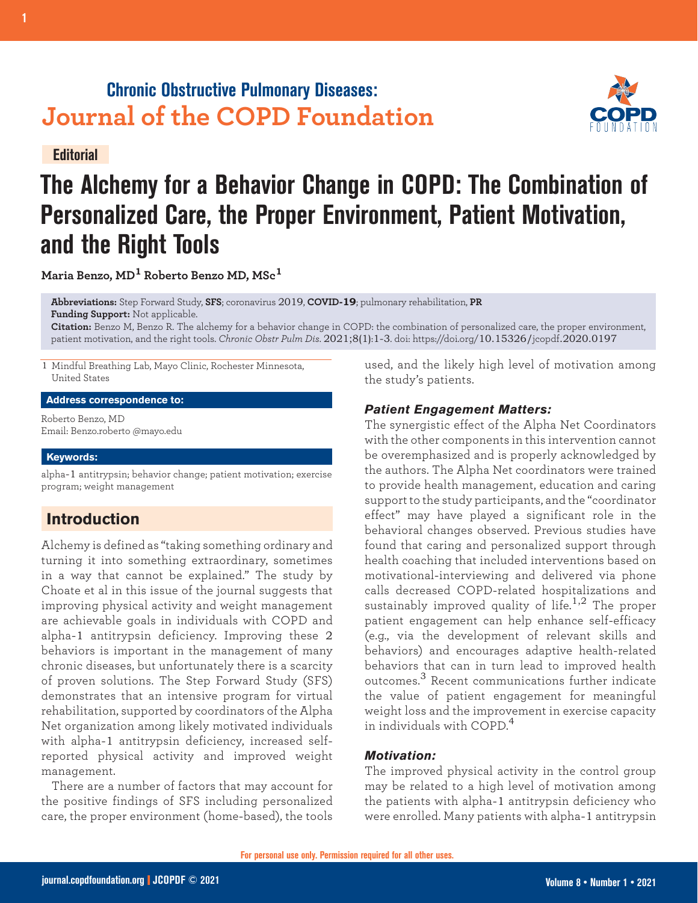Chronic Obstructive Pulmonary Diseases:
Journal of the COPD Foundation

**Editorial**

# The Alchemy for a Behavior Change in COPD: The Combination of Personalized Care, the Proper Environment, Patient Motivation, and the Right Tools

**Maria Benzo, MD[1] Roberto Benzo MD, MSc[1]**

**Abbreviations:** Step Forward Study, **SFS**; coronavirus 2019, **COVID-19**; pulmonary rehabilitation, **PR**
**Funding Support:** Not applicable.
**Citation:** Benzo M, Benzo R. The alchemy for a behavior change in COPD: the combination of personalized care, the proper environment, patient motivation, and the right tools. *Chronic Obstr Pulm Dis*. 2021;8(1):1-3. doi: https://doi.org/10.15326/jcopdf.2020.0197

1 Mindful Breathing Lab, Mayo Clinic, Rochester Minnesota, United States

**Address correspondence to:**

Roberto Benzo, MD
Email: Benzo.roberto @mayo.edu

**Keywords:**

alpha-1 antitrypsin; behavior change; patient motivation; exercise program; weight management

## Introduction

Alchemy is defined as "taking something ordinary and turning it into something extraordinary, sometimes in a way that cannot be explained." The study by Choate et al in this issue of the journal suggests that improving physical activity and weight management are achievable goals in individuals with COPD and alpha-1 antitrypsin deficiency. Improving these 2 behaviors is important in the management of many chronic diseases, but unfortunately there is a scarcity of proven solutions. The Step Forward Study (SFS) demonstrates that an intensive program for virtual rehabilitation, supported by coordinators of the Alpha Net organization among likely motivated individuals with alpha-1 antitrypsin deficiency, increased self-reported physical activity and improved weight management.

There are a number of factors that may account for the positive findings of SFS including personalized care, the proper environment (home-based), the tools used, and the likely high level of motivation among the study's patients.

### *Patient Engagement Matters:*

The synergistic effect of the Alpha Net Coordinators with the other components in this intervention cannot be overemphasized and is properly acknowledged by the authors. The Alpha Net coordinators were trained to provide health management, education and caring support to the study participants, and the "coordinator effect" may have played a significant role in the behavioral changes observed. Previous studies have found that caring and personalized support through health coaching that included interventions based on motivational-interviewing and delivered via phone calls decreased COPD-related hospitalizations and sustainably improved quality of life.[1,2] The proper patient engagement can help enhance self-efficacy (e.g., via the development of relevant skills and behaviors) and encourages adaptive health-related behaviors that can in turn lead to improved health outcomes.[3] Recent communications further indicate the value of patient engagement for meaningful weight loss and the improvement in exercise capacity in individuals with COPD.[4]

### *Motivation:*

The improved physical activity in the control group may be related to a high level of motivation among the patients with alpha-1 antitrypsin deficiency who were enrolled. Many patients with alpha-1 antitrypsin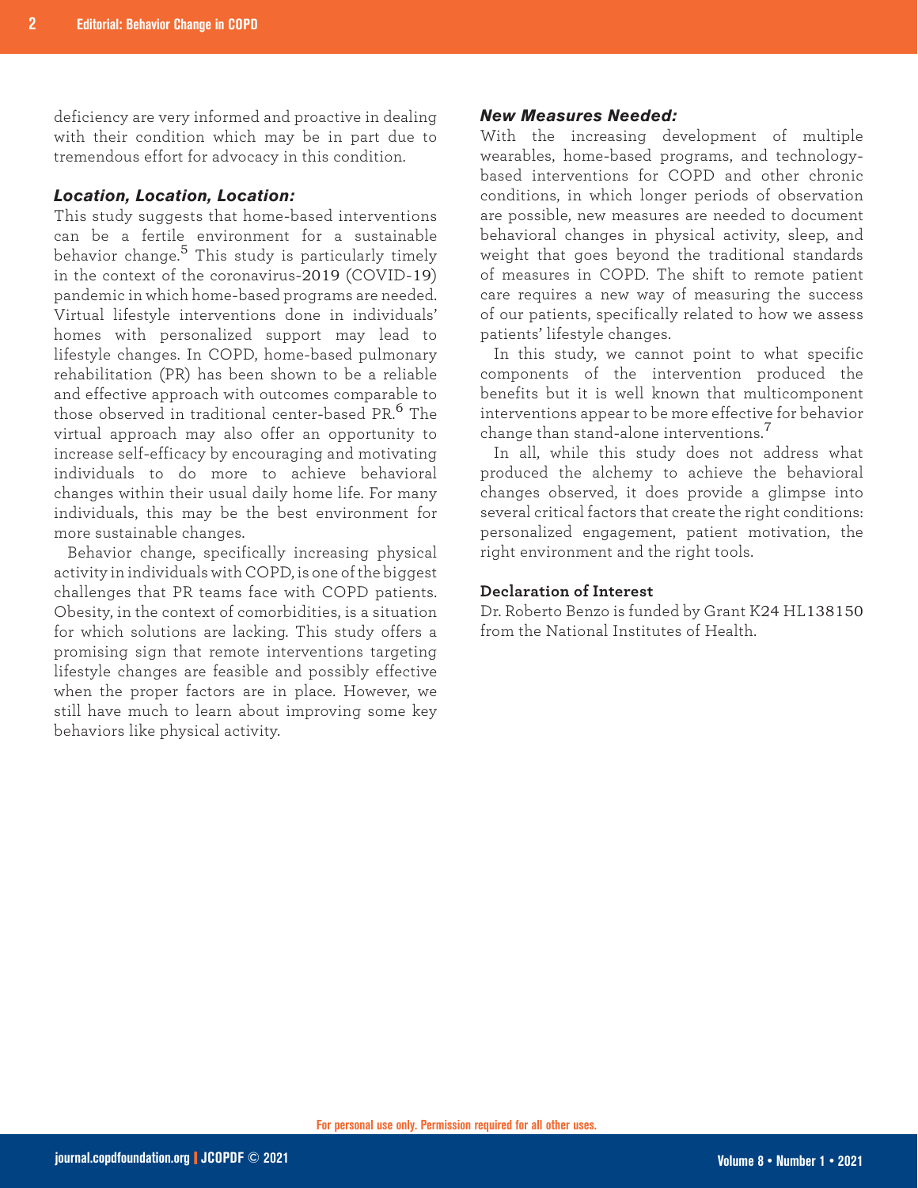deficiency are very informed and proactive in dealing with their condition which may be in part due to tremendous effort for advocacy in this condition.

### *Location, Location, Location:*

This study suggests that home-based interventions can be a fertile environment for a sustainable behavior change.[5] This study is particularly timely in the context of the coronavirus-2019 (COVID-19) pandemic in which home-based programs are needed. Virtual lifestyle interventions done in individuals' homes with personalized support may lead to lifestyle changes. In COPD, home-based pulmonary rehabilitation (PR) has been shown to be a reliable and effective approach with outcomes comparable to those observed in traditional center-based PR.[6] The virtual approach may also offer an opportunity to increase self-efficacy by encouraging and motivating individuals to do more to achieve behavioral changes within their usual daily home life. For many individuals, this may be the best environment for more sustainable changes.

Behavior change, specifically increasing physical activity in individuals with COPD, is one of the biggest challenges that PR teams face with COPD patients. Obesity, in the context of comorbidities, is a situation for which solutions are lacking. This study offers a promising sign that remote interventions targeting lifestyle changes are feasible and possibly effective when the proper factors are in place. However, we still have much to learn about improving some key behaviors like physical activity.

### *New Measures Needed:*

With the increasing development of multiple wearables, home-based programs, and technology-based interventions for COPD and other chronic conditions, in which longer periods of observation are possible, new measures are needed to document behavioral changes in physical activity, sleep, and weight that goes beyond the traditional standards of measures in COPD. The shift to remote patient care requires a new way of measuring the success of our patients, specifically related to how we assess patients' lifestyle changes.

In this study, we cannot point to what specific components of the intervention produced the benefits but it is well known that multicomponent interventions appear to be more effective for behavior change than stand-alone interventions.[7]

In all, while this study does not address what produced the alchemy to achieve the behavioral changes observed, it does provide a glimpse into several critical factors that create the right conditions: personalized engagement, patient motivation, the right environment and the right tools.

### Declaration of Interest

Dr. Roberto Benzo is funded by Grant K24 HL138150 from the National Institutes of Health.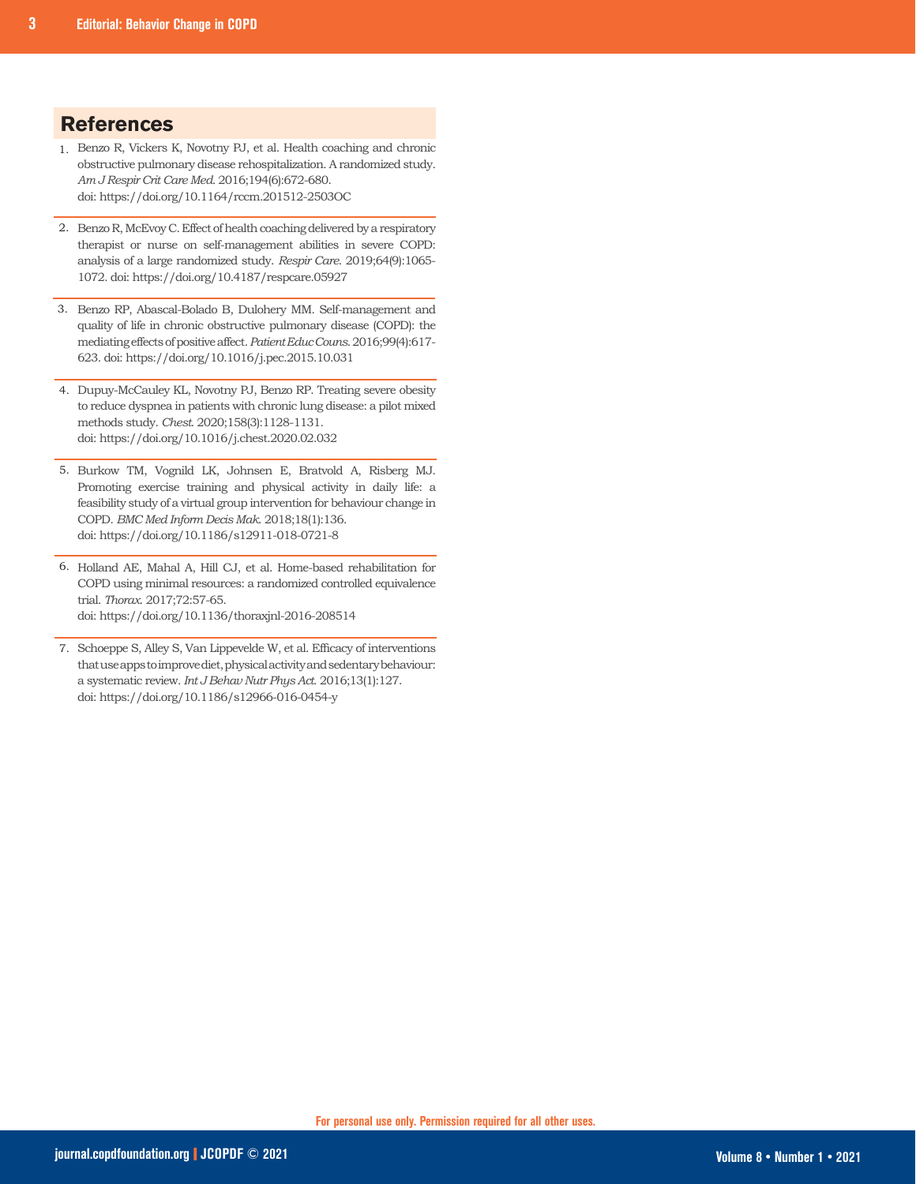## References

1. Benzo R, Vickers K, Novotny PJ, et al. Health coaching and chronic obstructive pulmonary disease rehospitalization. A randomized study. *Am J Respir Crit Care Med*. 2016;194(6):672-680. doi: https://doi.org/10.1164/rccm.201512-2503OC

2. Benzo R, McEvoy C. Effect of health coaching delivered by a respiratory therapist or nurse on self-management abilities in severe COPD: analysis of a large randomized study. *Respir Care*. 2019;64(9):1065-1072. doi: https://doi.org/10.4187/respcare.05927

3. Benzo RP, Abascal-Bolado B, Dulohery MM. Self-management and quality of life in chronic obstructive pulmonary disease (COPD): the mediating effects of positive affect. *Patient Educ Couns*. 2016;99(4):617-623. doi: https://doi.org/10.1016/j.pec.2015.10.031

4. Dupuy-McCauley KL, Novotny PJ, Benzo RP. Treating severe obesity to reduce dyspnea in patients with chronic lung disease: a pilot mixed methods study. *Chest*. 2020;158(3):1128-1131. doi: https://doi.org/10.1016/j.chest.2020.02.032

5. Burkow TM, Vognild LK, Johnsen E, Bratvold A, Risberg MJ. Promoting exercise training and physical activity in daily life: a feasibility study of a virtual group intervention for behaviour change in COPD. *BMC Med Inform Decis Mak*. 2018;18(1):136. doi: https://doi.org/10.1186/s12911-018-0721-8

6. Holland AE, Mahal A, Hill CJ, et al. Home-based rehabilitation for COPD using minimal resources: a randomized controlled equivalence trial. *Thorax*. 2017;72:57-65. doi: https://doi.org/10.1136/thoraxjnl-2016-208514

7. Schoeppe S, Alley S, Van Lippevelde W, et al. Efficacy of interventions that use apps to improve diet, physical activity and sedentary behaviour: a systematic review. *Int J Behav Nutr Phys Act*. 2016;13(1):127. doi: https://doi.org/10.1186/s12966-016-0454-y

For personal use only. Permission required for all other uses.